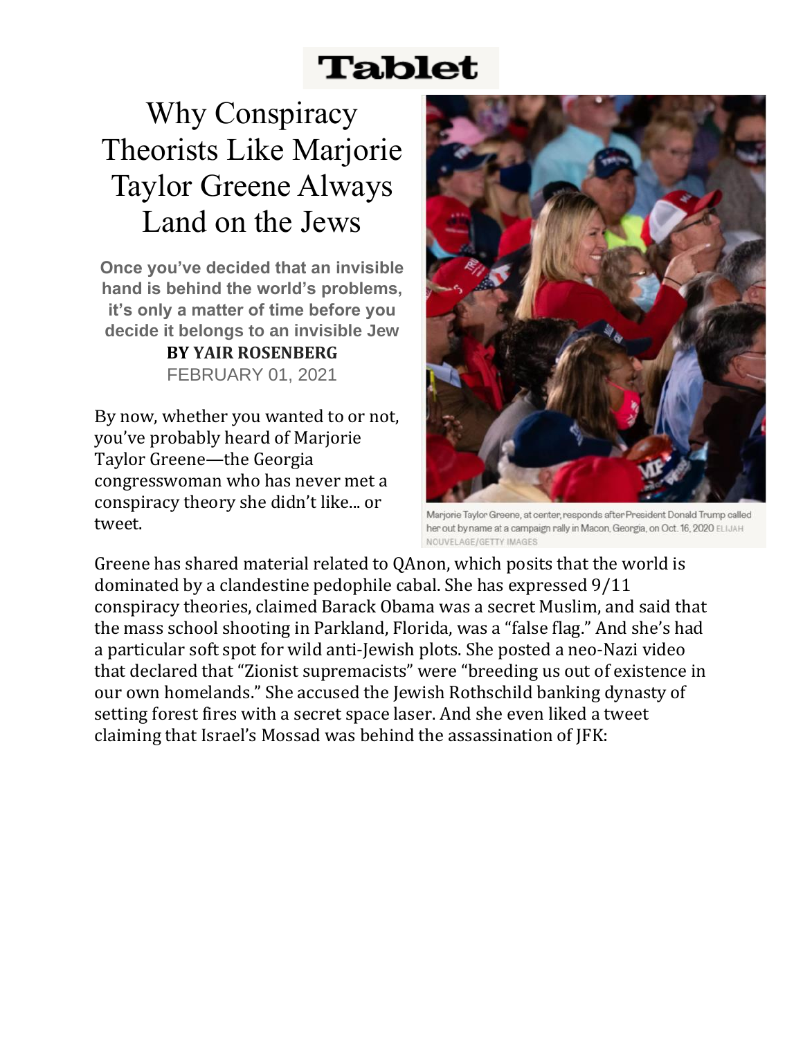Tablet

# Why Conspiracy Theorists Like Marjorie Taylor Greene Always Land on the Jews

**Once you've decided that an invisible hand is behind the world's problems, it's only a matter of time before you decide it belongs to an invisible Jew**

**BY YAIR ROSENBERG**

FEBRUARY 01, 2021

Marjorie Taylor Greene, at center, responds after President Donald Trump called her out by name at a campaign rally in Macon, Georgia, on Oct. 16, 2020 ELIJAH NOUVELAGE/GETTY IMAGES

By now, whether you wanted to or not, you've probably heard of Marjorie Taylor Greene—the Georgia congresswoman who has never met a conspiracy theory she didn't like... or tweet.

Greene has shared material related to QAnon, which posits that the world is dominated by a clandestine pedophile cabal. She has expressed 9/11 conspiracy theories, claimed Barack Obama was a secret Muslim, and said that the mass school shooting in Parkland, Florida, was a "false flag." And she's had a particular soft spot for wild anti-Jewish plots. She posted a neo-Nazi video that declared that "Zionist supremacists" were "breeding us out of existence in our own homelands." She accused the Jewish Rothschild banking dynasty of setting forest fires with a secret space laser. And she even liked a tweet claiming that Israel's Mossad was behind the assassination of JFK: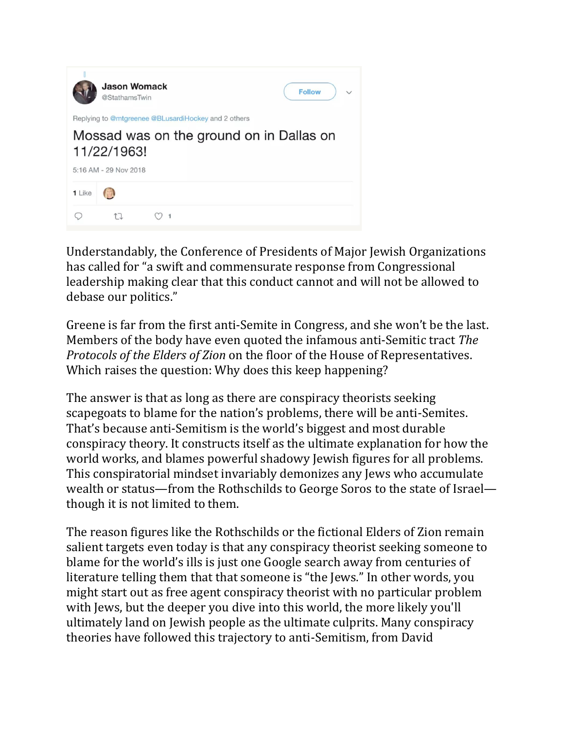> **Jason Womack**
> @StathamsTwin
>
> Replying to @mtgreenee @BLusardiHockey and 2 others
>
> Mossad was on the ground on in Dallas on 11/22/1963!
>
> 5:16 AM - 29 Nov 2018
>
> 1 Like

Understandably, the Conference of Presidents of Major Jewish Organizations has called for "a swift and commensurate response from Congressional leadership making clear that this conduct cannot and will not be allowed to debase our politics."

Greene is far from the first anti-Semite in Congress, and she won't be the last. Members of the body have even quoted the infamous anti-Semitic tract *The Protocols of the Elders of Zion* on the floor of the House of Representatives. Which raises the question: Why does this keep happening?

The answer is that as long as there are conspiracy theorists seeking scapegoats to blame for the nation's problems, there will be anti-Semites. That's because anti-Semitism is the world's biggest and most durable conspiracy theory. It constructs itself as the ultimate explanation for how the world works, and blames powerful shadowy Jewish figures for all problems. This conspiratorial mindset invariably demonizes any Jews who accumulate wealth or status—from the Rothschilds to George Soros to the state of Israel—though it is not limited to them.

The reason figures like the Rothschilds or the fictional Elders of Zion remain salient targets even today is that any conspiracy theorist seeking someone to blame for the world's ills is just one Google search away from centuries of literature telling them that that someone is "the Jews." In other words, you might start out as free agent conspiracy theorist with no particular problem with Jews, but the deeper you dive into this world, the more likely you'll ultimately land on Jewish people as the ultimate culprits. Many conspiracy theories have followed this trajectory to anti-Semitism, from David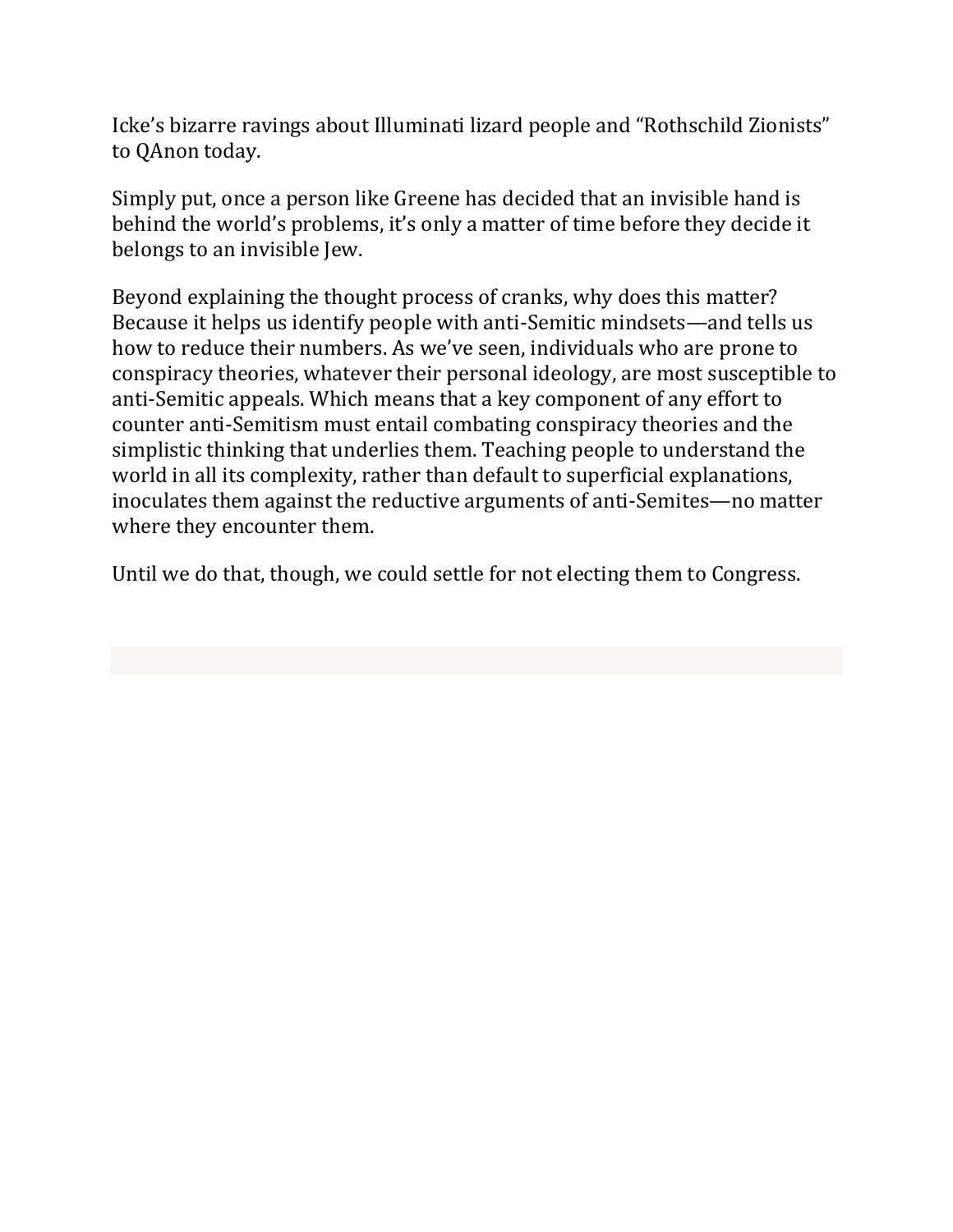Icke's bizarre ravings about Illuminati lizard people and "Rothschild Zionists" to QAnon today.

Simply put, once a person like Greene has decided that an invisible hand is behind the world's problems, it's only a matter of time before they decide it belongs to an invisible Jew.

Beyond explaining the thought process of cranks, why does this matter? Because it helps us identify people with anti-Semitic mindsets—and tells us how to reduce their numbers. As we've seen, individuals who are prone to conspiracy theories, whatever their personal ideology, are most susceptible to anti-Semitic appeals. Which means that a key component of any effort to counter anti-Semitism must entail combating conspiracy theories and the simplistic thinking that underlies them. Teaching people to understand the world in all its complexity, rather than default to superficial explanations, inoculates them against the reductive arguments of anti-Semites—no matter where they encounter them.

Until we do that, though, we could settle for not electing them to Congress.